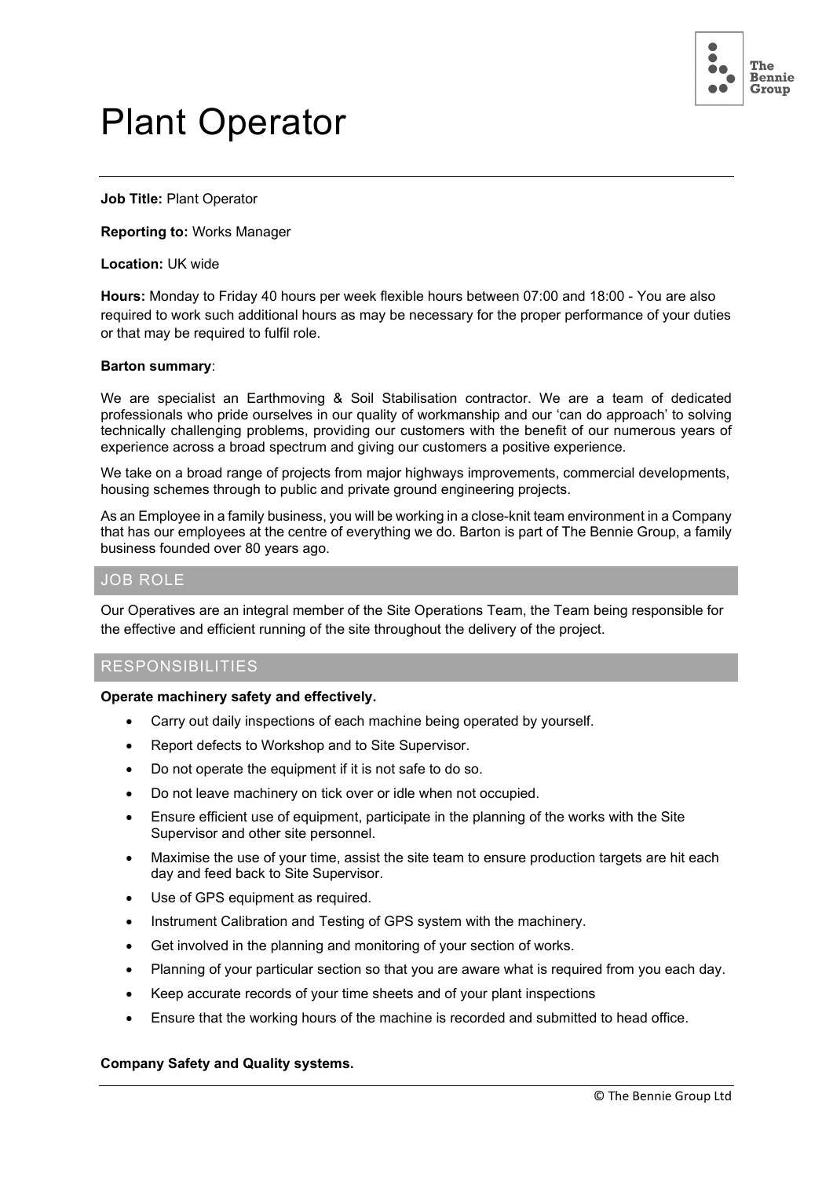# Plant Operator

**Job Title:** Plant Operator

**Reporting to:** Works Manager

**Location:** UK wide

**Hours:** Monday to Friday 40 hours per week flexible hours between 07:00 and 18:00 - You are also required to work such additional hours as may be necessary for the proper performance of your duties or that may be required to fulfil role.

**Barton summary**:

We are specialist an Earthmoving & Soil Stabilisation contractor. We are a team of dedicated professionals who pride ourselves in our quality of workmanship and our 'can do approach' to solving technically challenging problems, providing our customers with the benefit of our numerous years of experience across a broad spectrum and giving our customers a positive experience.

We take on a broad range of projects from major highways improvements, commercial developments, housing schemes through to public and private ground engineering projects.

As an Employee in a family business, you will be working in a close-knit team environment in a Company that has our employees at the centre of everything we do. Barton is part of The Bennie Group, a family business founded over 80 years ago.

## JOB ROLE

Our Operatives are an integral member of the Site Operations Team, the Team being responsible for the effective and efficient running of the site throughout the delivery of the project.

## RESPONSIBILITIES

**Operate machinery safety and effectively.**

- Carry out daily inspections of each machine being operated by yourself.
- Report defects to Workshop and to Site Supervisor.
- Do not operate the equipment if it is not safe to do so.
- Do not leave machinery on tick over or idle when not occupied.
- Ensure efficient use of equipment, participate in the planning of the works with the Site Supervisor and other site personnel.
- Maximise the use of your time, assist the site team to ensure production targets are hit each day and feed back to Site Supervisor.
- Use of GPS equipment as required.
- Instrument Calibration and Testing of GPS system with the machinery.
- Get involved in the planning and monitoring of your section of works.
- Planning of your particular section so that you are aware what is required from you each day.
- Keep accurate records of your time sheets and of your plant inspections
- Ensure that the working hours of the machine is recorded and submitted to head office.

**Company Safety and Quality systems.**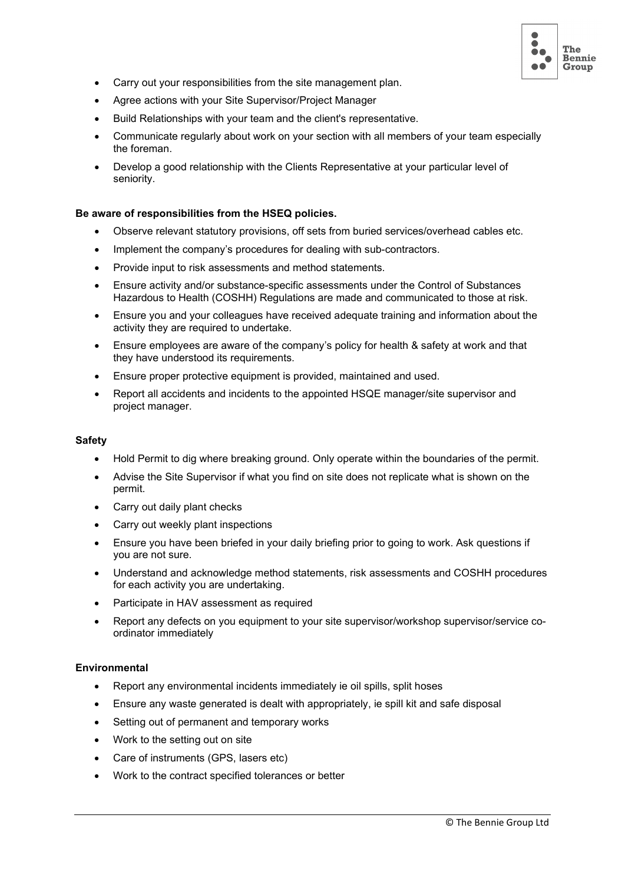- Carry out your responsibilities from the site management plan.
- Agree actions with your Site Supervisor/Project Manager
- Build Relationships with your team and the client's representative.
- Communicate regularly about work on your section with all members of your team especially the foreman.
- Develop a good relationship with the Clients Representative at your particular level of seniority.

**Be aware of responsibilities from the HSEQ policies.**

- Observe relevant statutory provisions, off sets from buried services/overhead cables etc.
- Implement the company's procedures for dealing with sub-contractors.
- Provide input to risk assessments and method statements.
- Ensure activity and/or substance-specific assessments under the Control of Substances Hazardous to Health (COSHH) Regulations are made and communicated to those at risk.
- Ensure you and your colleagues have received adequate training and information about the activity they are required to undertake.
- Ensure employees are aware of the company's policy for health & safety at work and that they have understood its requirements.
- Ensure proper protective equipment is provided, maintained and used.
- Report all accidents and incidents to the appointed HSQE manager/site supervisor and project manager.

**Safety**

- Hold Permit to dig where breaking ground. Only operate within the boundaries of the permit.
- Advise the Site Supervisor if what you find on site does not replicate what is shown on the permit.
- Carry out daily plant checks
- Carry out weekly plant inspections
- Ensure you have been briefed in your daily briefing prior to going to work. Ask questions if you are not sure.
- Understand and acknowledge method statements, risk assessments and COSHH procedures for each activity you are undertaking.
- Participate in HAV assessment as required
- Report any defects on you equipment to your site supervisor/workshop supervisor/service co-ordinator immediately

**Environmental**

- Report any environmental incidents immediately ie oil spills, split hoses
- Ensure any waste generated is dealt with appropriately, ie spill kit and safe disposal
- Setting out of permanent and temporary works
- Work to the setting out on site
- Care of instruments (GPS, lasers etc)
- Work to the contract specified tolerances or better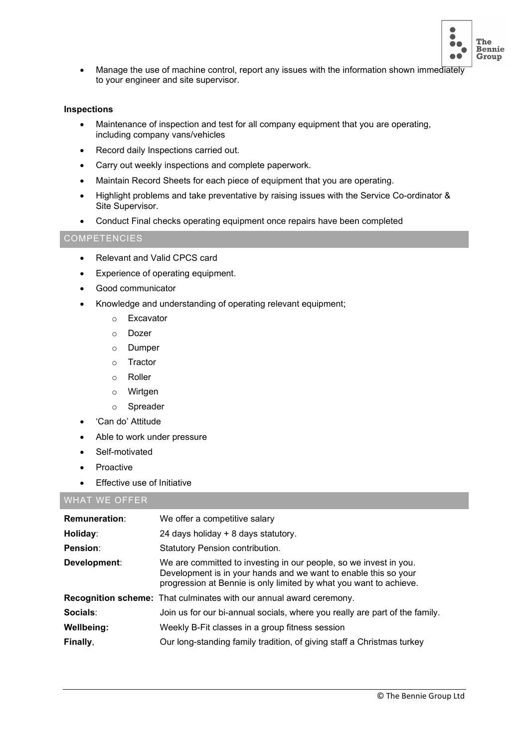- Manage the use of machine control, report any issues with the information shown immediately to your engineer and site supervisor.

**Inspections**

- Maintenance of inspection and test for all company equipment that you are operating, including company vans/vehicles
- Record daily Inspections carried out.
- Carry out weekly inspections and complete paperwork.
- Maintain Record Sheets for each piece of equipment that you are operating.
- Highlight problems and take preventative by raising issues with the Service Co-ordinator & Site Supervisor.
- Conduct Final checks operating equipment once repairs have been completed

## COMPETENCIES

- Relevant and Valid CPCS card
- Experience of operating equipment.
- Good communicator
- Knowledge and understanding of operating relevant equipment;
    - Excavator
    - Dozer
    - Dumper
    - Tractor
    - Roller
    - Wirtgen
    - Spreader
- 'Can do' Attitude
- Able to work under pressure
- Self-motivated
- Proactive
- Effective use of Initiative

## WHAT WE OFFER

| | |
|---|---|
| **Remuneration**: | We offer a competitive salary |
| **Holiday**: | 24 days holiday + 8 days statutory. |
| **Pension**: | Statutory Pension contribution. |
| **Development**: | We are committed to investing in our people, so we invest in you. Development is in your hands and we want to enable this so your progression at Bennie is only limited by what you want to achieve. |
| **Recognition scheme:** | That culminates with our annual award ceremony. |
| **Socials**: | Join us for our bi-annual socials, where you really are part of the family. |
| **Wellbeing:** | Weekly B-Fit classes in a group fitness session |
| **Finally**, | Our long-standing family tradition, of giving staff a Christmas turkey |